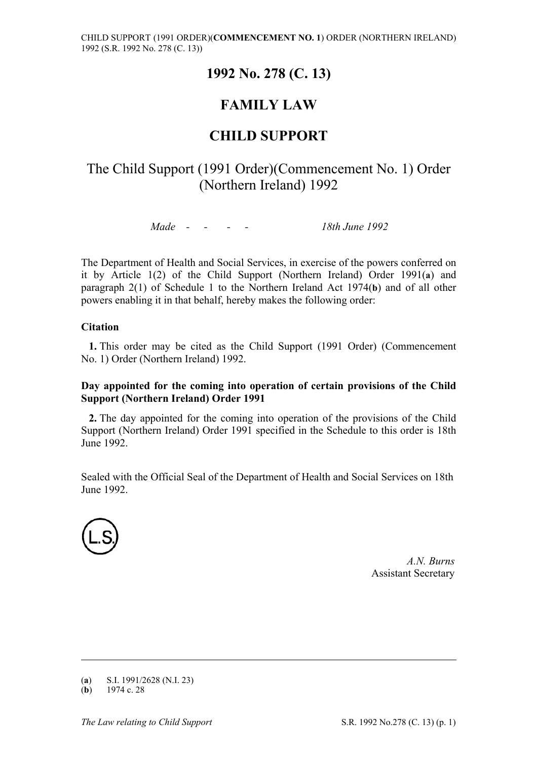# 1992 No. 278 (C. 13)

# FAMILY LAW

# CHILD SUPPORT

## The Child Support (1991 Order)(Commencement No. 1) Order (Northern Ireland) 1992

*Made* - - - - *18th June 1992*

The Department of Health and Social Services, in exercise of the powers conferred on it by Article 1(2) of the Child Support (Northern Ireland) Order 1991(**a**) and paragraph 2(1) of Schedule 1 to the Northern Ireland Act 1974(**b**) and of all other powers enabling it in that behalf, hereby makes the following order:

### Citation

**1.** This order may be cited as the Child Support (1991 Order) (Commencement No. 1) Order (Northern Ireland) 1992.

### Day appointed for the coming into operation of certain provisions of the Child Support (Northern Ireland) Order 1991

**2.** The day appointed for the coming into operation of the provisions of the Child Support (Northern Ireland) Order 1991 specified in the Schedule to this order is 18th June 1992.

Sealed with the Official Seal of the Department of Health and Social Services on 18th June 1992.

(L.S.)

*A.N. Burns*
Assistant Secretary

---

(**a**) S.I. 1991/2628 (N.I. 23)
(**b**) 1974 c. 28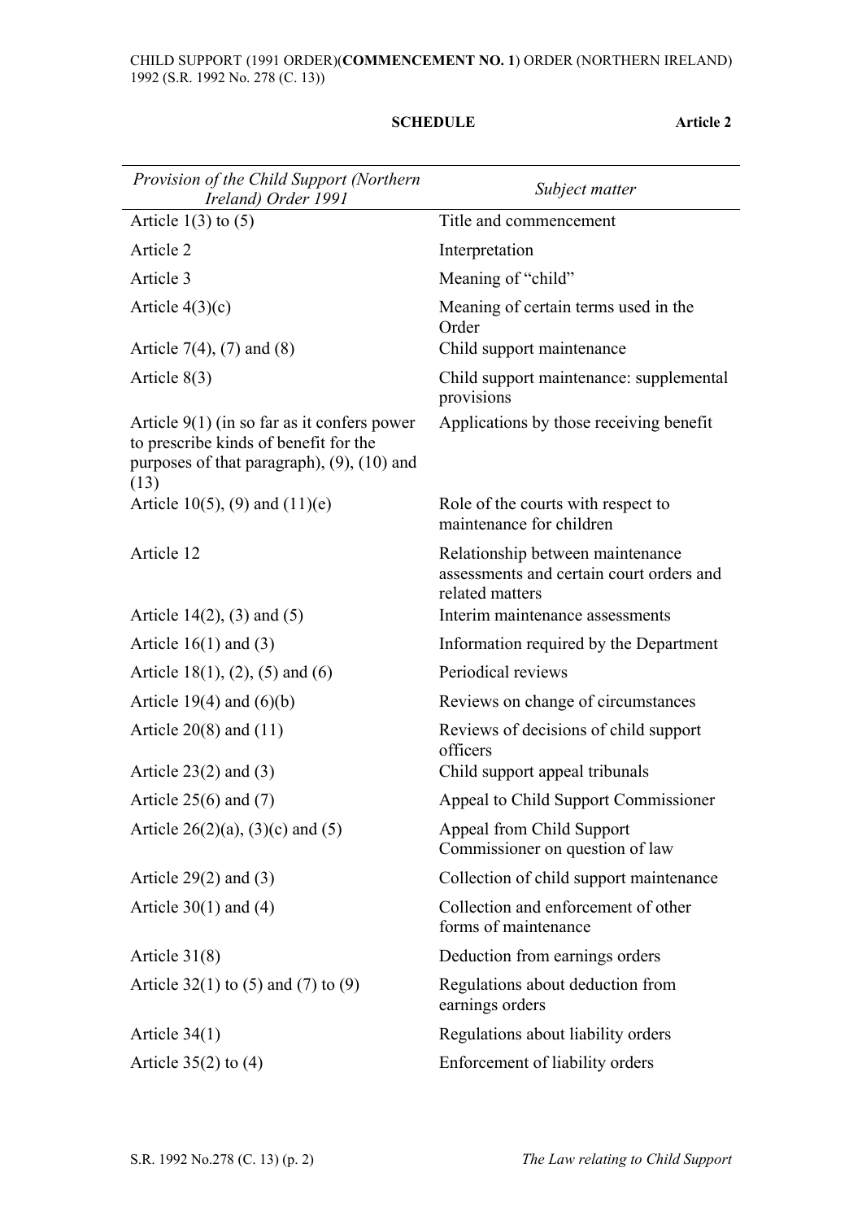**SCHEDULE** **Article 2**

| *Provision of the Child Support (Northern Ireland) Order 1991* | *Subject matter* |
|---|---|
| Article 1(3) to (5) | Title and commencement |
| Article 2 | Interpretation |
| Article 3 | Meaning of "child" |
| Article 4(3)(c) | Meaning of certain terms used in the Order |
| Article 7(4), (7) and (8) | Child support maintenance |
| Article 8(3) | Child support maintenance: supplemental provisions |
| Article 9(1) (in so far as it confers power to prescribe kinds of benefit for the purposes of that paragraph), (9), (10) and (13) | Applications by those receiving benefit |
| Article 10(5), (9) and (11)(e) | Role of the courts with respect to maintenance for children |
| Article 12 | Relationship between maintenance assessments and certain court orders and related matters |
| Article 14(2), (3) and (5) | Interim maintenance assessments |
| Article 16(1) and (3) | Information required by the Department |
| Article 18(1), (2), (5) and (6) | Periodical reviews |
| Article 19(4) and (6)(b) | Reviews on change of circumstances |
| Article 20(8) and (11) | Reviews of decisions of child support officers |
| Article 23(2) and (3) | Child support appeal tribunals |
| Article 25(6) and (7) | Appeal to Child Support Commissioner |
| Article 26(2)(a), (3)(c) and (5) | Appeal from Child Support Commissioner on question of law |
| Article 29(2) and (3) | Collection of child support maintenance |
| Article 30(1) and (4) | Collection and enforcement of other forms of maintenance |
| Article 31(8) | Deduction from earnings orders |
| Article 32(1) to (5) and (7) to (9) | Regulations about deduction from earnings orders |
| Article 34(1) | Regulations about liability orders |
| Article 35(2) to (4) | Enforcement of liability orders |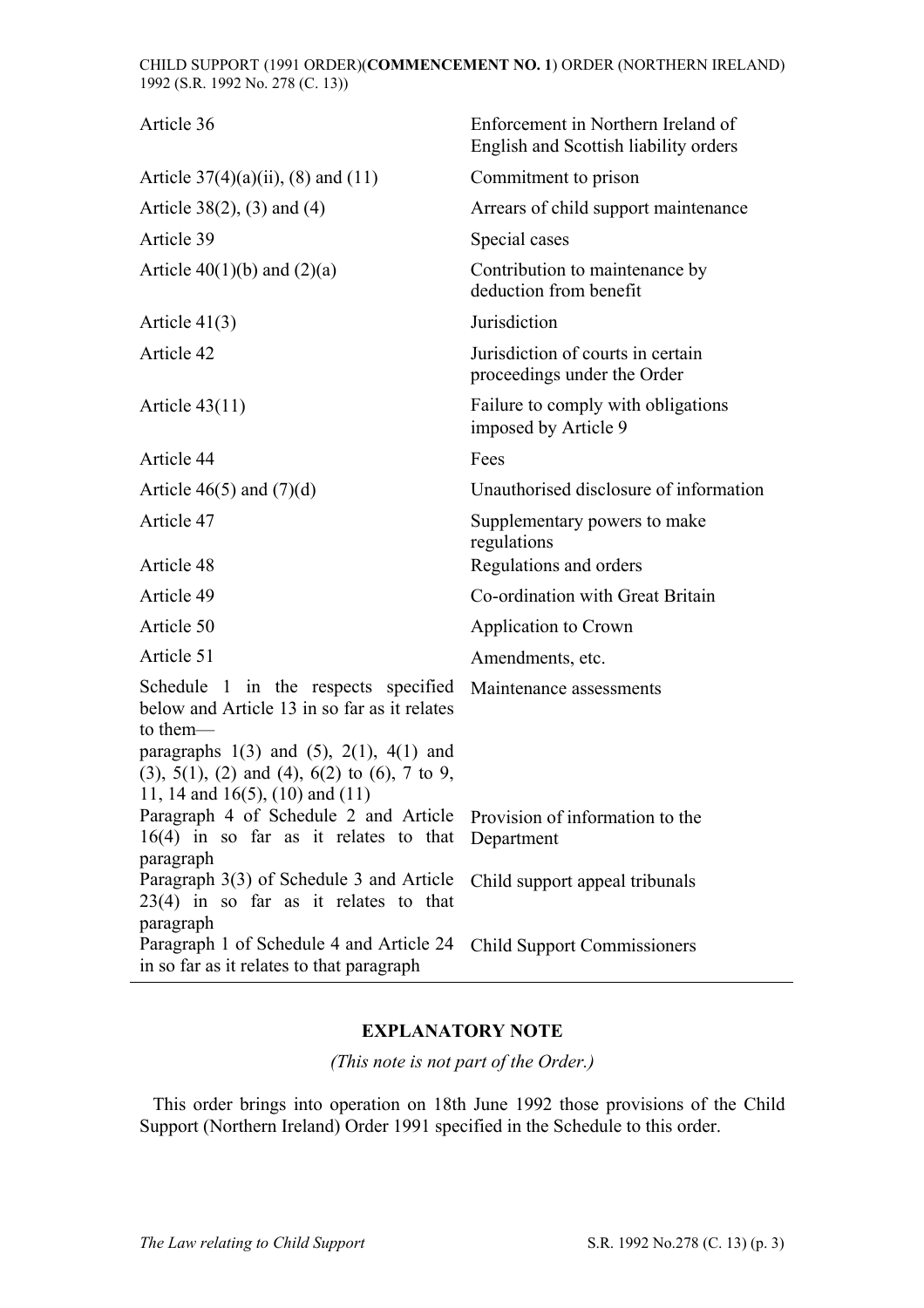| | |
|---|---|
| Article 36 | Enforcement in Northern Ireland of English and Scottish liability orders |
| Article 37(4)(a)(ii), (8) and (11) | Commitment to prison |
| Article 38(2), (3) and (4) | Arrears of child support maintenance |
| Article 39 | Special cases |
| Article 40(1)(b) and (2)(a) | Contribution to maintenance by deduction from benefit |
| Article 41(3) | Jurisdiction |
| Article 42 | Jurisdiction of courts in certain proceedings under the Order |
| Article 43(11) | Failure to comply with obligations imposed by Article 9 |
| Article 44 | Fees |
| Article 46(5) and (7)(d) | Unauthorised disclosure of information |
| Article 47 | Supplementary powers to make regulations |
| Article 48 | Regulations and orders |
| Article 49 | Co-ordination with Great Britain |
| Article 50 | Application to Crown |
| Article 51 | Amendments, etc. |
| Schedule 1 in the respects specified below and Article 13 in so far as it relates to them— paragraphs 1(3) and (5), 2(1), 4(1) and (3), 5(1), (2) and (4), 6(2) to (6), 7 to 9, 11, 14 and 16(5), (10) and (11) | Maintenance assessments |
| Paragraph 4 of Schedule 2 and Article 16(4) in so far as it relates to that paragraph | Provision of information to the Department |
| Paragraph 3(3) of Schedule 3 and Article 23(4) in so far as it relates to that paragraph | Child support appeal tribunals |
| Paragraph 1 of Schedule 4 and Article 24 in so far as it relates to that paragraph | Child Support Commissioners |

## EXPLANATORY NOTE

*(This note is not part of the Order.)*

This order brings into operation on 18th June 1992 those provisions of the Child Support (Northern Ireland) Order 1991 specified in the Schedule to this order.